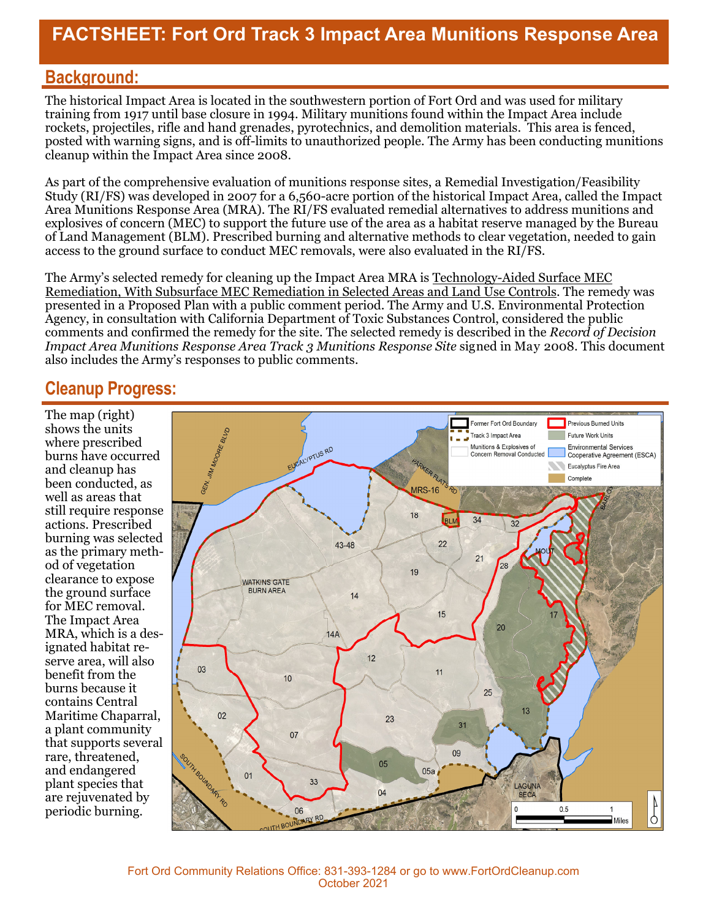# FACTSHEET: Fort Ord Track 3 Impact Area Munitions Response Area

## Background:

The historical Impact Area is located in the southwestern portion of Fort Ord and was used for military training from 1917 until base closure in 1994. Military munitions found within the Impact Area include rockets, projectiles, rifle and hand grenades, pyrotechnics, and demolition materials. This area is fenced, posted with warning signs, and is off-limits to unauthorized people. The Army has been conducting munitions cleanup within the Impact Area since 2008.

As part of the comprehensive evaluation of munitions response sites, a Remedial Investigation/Feasibility Study (RI/FS) was developed in 2007 for a 6,560-acre portion of the historical Impact Area, called the Impact Area Munitions Response Area (MRA). The RI/FS evaluated remedial alternatives to address munitions and explosives of concern (MEC) to support the future use of the area as a habitat reserve managed by the Bureau of Land Management (BLM). Prescribed burning and alternative methods to clear vegetation, needed to gain access to the ground surface to conduct MEC removals, were also evaluated in the RI/FS.

The Army's selected remedy for cleaning up the Impact Area MRA is Technology-Aided Surface MEC Remediation, With Subsurface MEC Remediation in Selected Areas and Land Use Controls. The remedy was presented in a Proposed Plan with a public comment period. The Army and U.S. Environmental Protection Agency, in consultation with California Department of Toxic Substances Control, considered the public comments and confirmed the remedy for the site. The selected remedy is described in the *Record of Decision Impact Area Munitions Response Area Track 3 Munitions Response Site* signed in May 2008. This document also includes the Army's responses to public comments.

## Cleanup Progress:

The map (right) shows the units where prescribed burns have occurred and cleanup has been conducted, as well as areas that still require response actions. Prescribed burning was selected as the primary method of vegetation clearance to expose the ground surface for MEC removal. The Impact Area MRA, which is a designated habitat reserve area, will also benefit from the burns because it contains Central Maritime Chaparral, a plant community that supports several rare, threatened, and endangered plant species that are rejuvenated by periodic burning.

Fort Ord Community Relations Office: 831-393-1284 or go to www.FortOrdCleanup.com
October 2021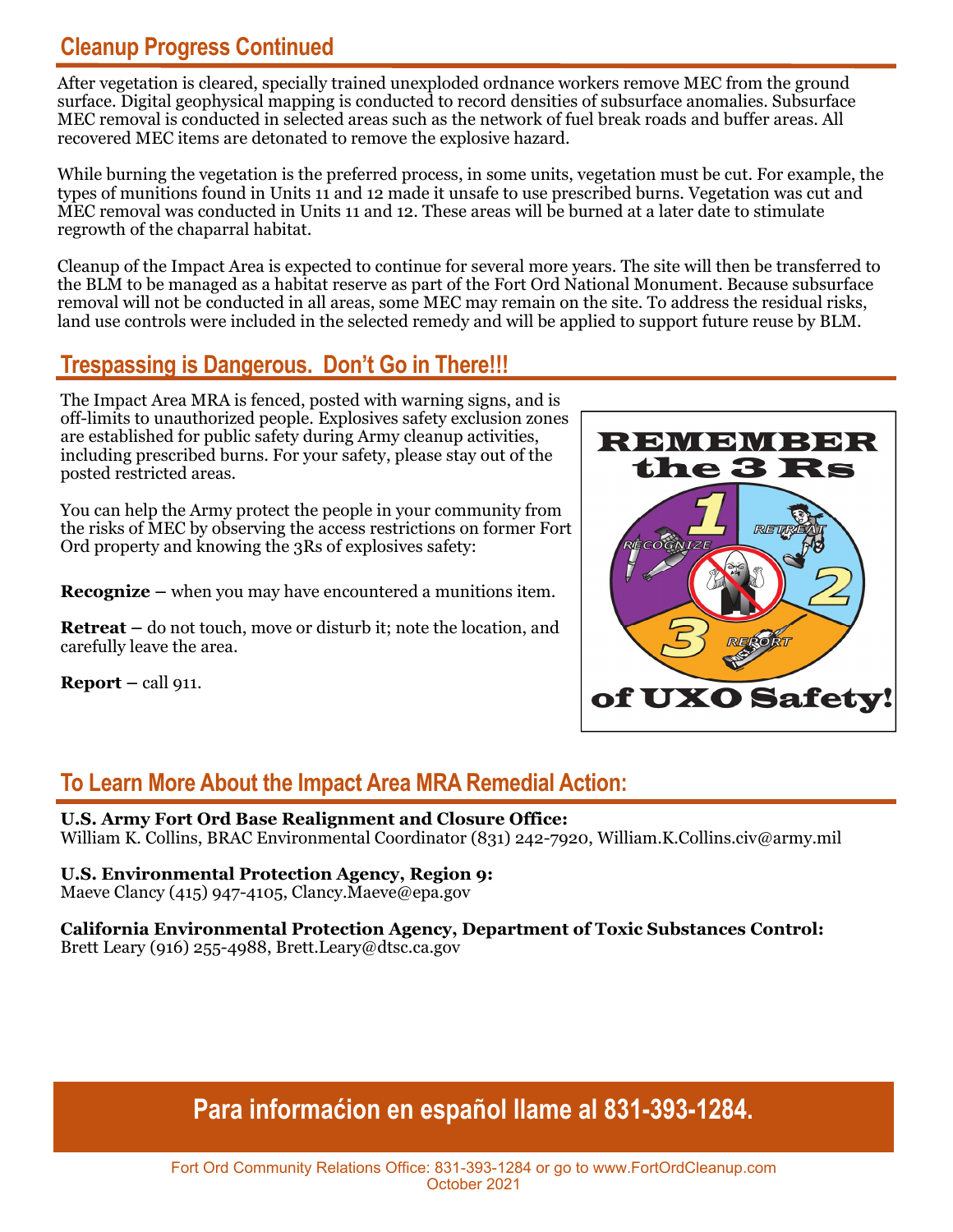## Cleanup Progress Continued

After vegetation is cleared, specially trained unexploded ordnance workers remove MEC from the ground surface. Digital geophysical mapping is conducted to record densities of subsurface anomalies. Subsurface MEC removal is conducted in selected areas such as the network of fuel break roads and buffer areas. All recovered MEC items are detonated to remove the explosive hazard.

While burning the vegetation is the preferred process, in some units, vegetation must be cut. For example, the types of munitions found in Units 11 and 12 made it unsafe to use prescribed burns. Vegetation was cut and MEC removal was conducted in Units 11 and 12. These areas will be burned at a later date to stimulate regrowth of the chaparral habitat.

Cleanup of the Impact Area is expected to continue for several more years. The site will then be transferred to the BLM to be managed as a habitat reserve as part of the Fort Ord National Monument. Because subsurface removal will not be conducted in all areas, some MEC may remain on the site. To address the residual risks, land use controls were included in the selected remedy and will be applied to support future reuse by BLM.

## Trespassing is Dangerous. Don't Go in There!!!

The Impact Area MRA is fenced, posted with warning signs, and is off-limits to unauthorized people. Explosives safety exclusion zones are established for public safety during Army cleanup activities, including prescribed burns. For your safety, please stay out of the posted restricted areas.

You can help the Army protect the people in your community from the risks of MEC by observing the access restrictions on former Fort Ord property and knowing the 3Rs of explosives safety:

**Recognize** – when you may have encountered a munitions item.

**Retreat** – do not touch, move or disturb it; note the location, and carefully leave the area.

**Report** – call 911.

REMEMBER the 3 Rs

1 RECOGNIZE

2 RETREAT

3 REPORT

of UXO Safety!

## To Learn More About the Impact Area MRA Remedial Action:

**U.S. Army Fort Ord Base Realignment and Closure Office:**
William K. Collins, BRAC Environmental Coordinator (831) 242-7920, William.K.Collins.civ@army.mil

**U.S. Environmental Protection Agency, Region 9:**
Maeve Clancy (415) 947-4105, Clancy.Maeve@epa.gov

**California Environmental Protection Agency, Department of Toxic Substances Control:**
Brett Leary (916) 255-4988, Brett.Leary@dtsc.ca.gov

**Para informaćion en español llame al 831-393-1284.**

Fort Ord Community Relations Office: 831-393-1284 or go to www.FortOrdCleanup.com
October 2021